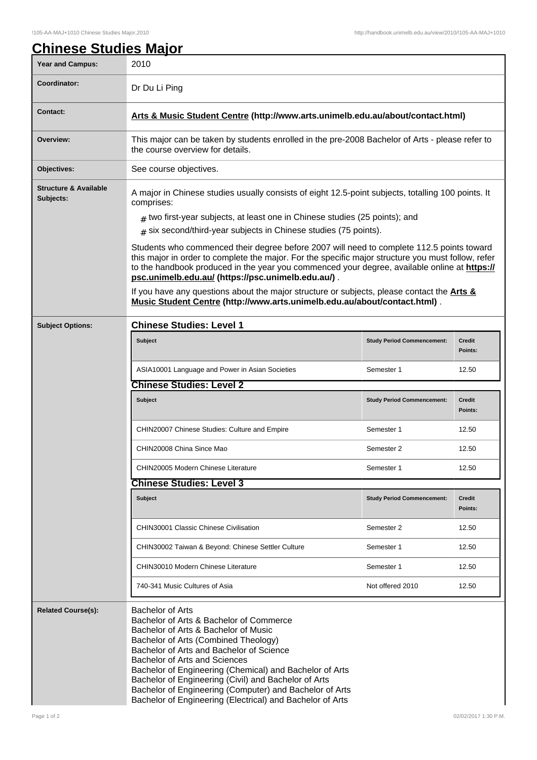# Chinese Studies Major

| | |
|---|---|
| **Year and Campus:** | 2010 |
| **Coordinator:** | Dr Du Li Ping |
| **Contact:** | **Arts & Music Student Centre (http://www.arts.unimelb.edu.au/about/contact.html)** |
| **Overview:** | This major can be taken by students enrolled in the pre-2008 Bachelor of Arts - please refer to the course overview for details. |
| **Objectives:** | See course objectives. |
| **Structure & Available Subjects:** | A major in Chinese studies usually consists of eight 12.5-point subjects, totalling 100 points. It comprises:<br># two first-year subjects, at least one in Chinese studies (25 points); and<br># six second/third-year subjects in Chinese studies (75 points).<br><br>Students who commenced their degree before 2007 will need to complete 112.5 points toward this major in order to complete the major. For the specific major structure you must follow, refer to the handbook produced in the year you commenced your degree, available online at **https://psc.unimelb.edu.au/ (https://psc.unimelb.edu.au/)** .<br><br>If you have any questions about the major structure or subjects, please contact the **Arts & Music Student Centre (http://www.arts.unimelb.edu.au/about/contact.html)** . |

**Subject Options:**

### Chinese Studies: Level 1

| Subject | Study Period Commencement: | Credit Points: |
|---|---|---|
| ASIA10001 Language and Power in Asian Societies | Semester 1 | 12.50 |

### Chinese Studies: Level 2

| Subject | Study Period Commencement: | Credit Points: |
|---|---|---|
| CHIN20007 Chinese Studies: Culture and Empire | Semester 1 | 12.50 |
| CHIN20008 China Since Mao | Semester 2 | 12.50 |
| CHIN20005 Modern Chinese Literature | Semester 1 | 12.50 |

### Chinese Studies: Level 3

| Subject | Study Period Commencement: | Credit Points: |
|---|---|---|
| CHIN30001 Classic Chinese Civilisation | Semester 2 | 12.50 |
| CHIN30002 Taiwan & Beyond: Chinese Settler Culture | Semester 1 | 12.50 |
| CHIN30010 Modern Chinese Literature | Semester 1 | 12.50 |
| 740-341 Music Cultures of Asia | Not offered 2010 | 12.50 |

**Related Course(s):**

Bachelor of Arts
Bachelor of Arts & Bachelor of Commerce
Bachelor of Arts & Bachelor of Music
Bachelor of Arts (Combined Theology)
Bachelor of Arts and Bachelor of Science
Bachelor of Arts and Sciences
Bachelor of Engineering (Chemical) and Bachelor of Arts
Bachelor of Engineering (Civil) and Bachelor of Arts
Bachelor of Engineering (Computer) and Bachelor of Arts
Bachelor of Engineering (Electrical) and Bachelor of Arts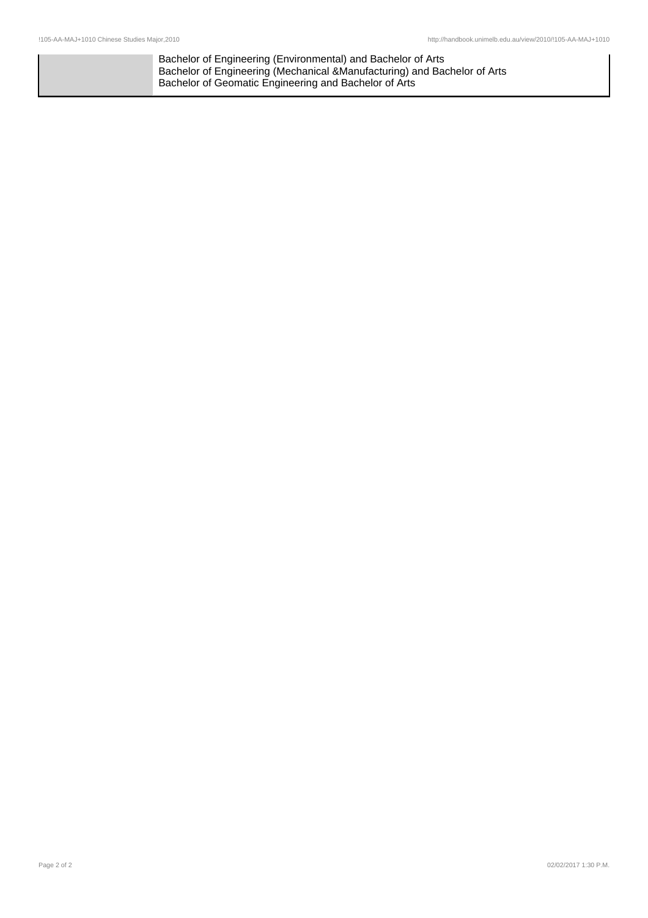| | |
|---|---|
| | Bachelor of Engineering (Environmental) and Bachelor of Arts<br>Bachelor of Engineering (Mechanical &Manufacturing) and Bachelor of Arts<br>Bachelor of Geomatic Engineering and Bachelor of Arts |